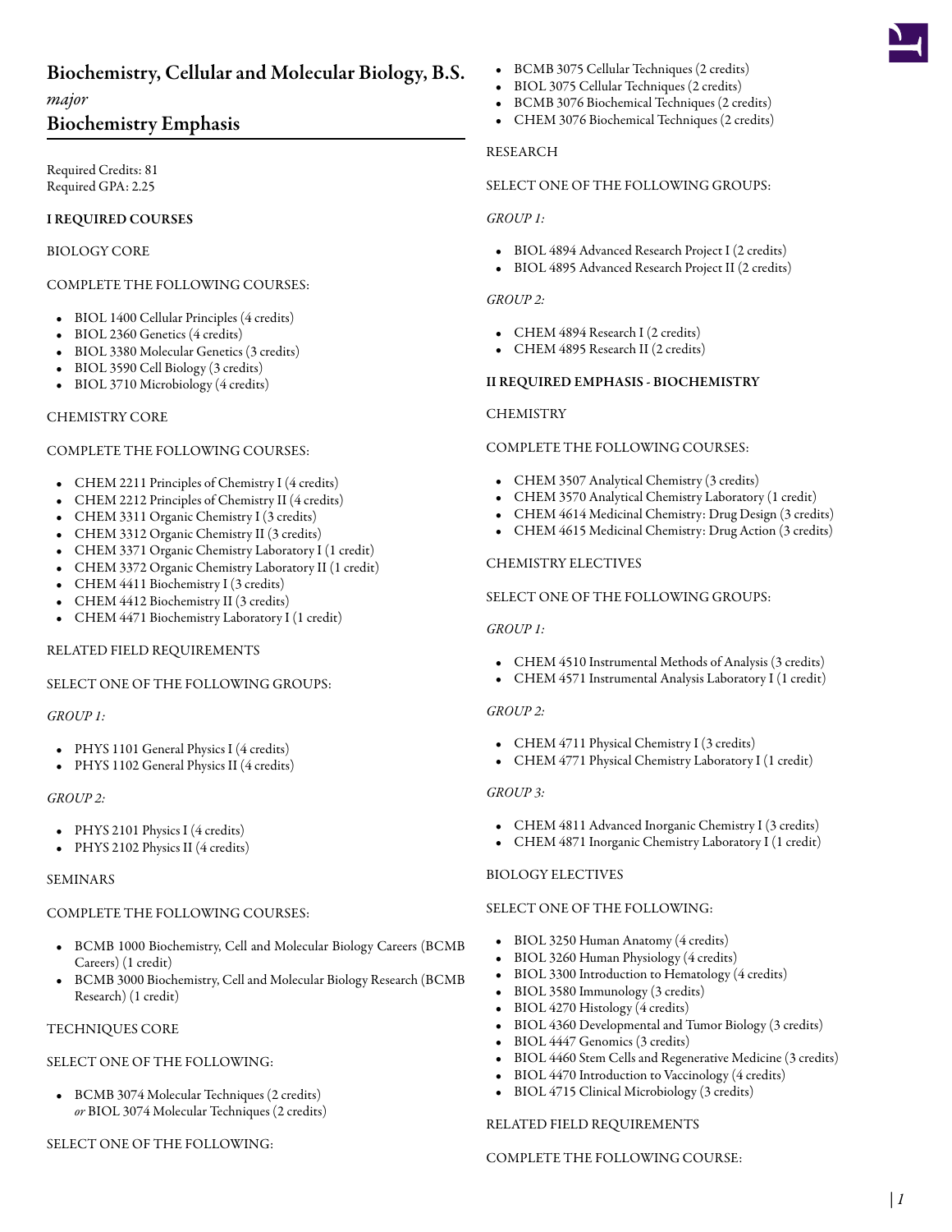# Biochemistry, Cellular and Molecular Biology, B.S.

*major*

## Biochemistry Emphasis

Required Credits: 81
Required GPA: 2.25

**I REQUIRED COURSES**

BIOLOGY CORE

COMPLETE THE FOLLOWING COURSES:

- BIOL 1400 Cellular Principles (4 credits)
- BIOL 2360 Genetics (4 credits)
- BIOL 3380 Molecular Genetics (3 credits)
- BIOL 3590 Cell Biology (3 credits)
- BIOL 3710 Microbiology (4 credits)

CHEMISTRY CORE

COMPLETE THE FOLLOWING COURSES:

- CHEM 2211 Principles of Chemistry I (4 credits)
- CHEM 2212 Principles of Chemistry II (4 credits)
- CHEM 3311 Organic Chemistry I (3 credits)
- CHEM 3312 Organic Chemistry II (3 credits)
- CHEM 3371 Organic Chemistry Laboratory I (1 credit)
- CHEM 3372 Organic Chemistry Laboratory II (1 credit)
- CHEM 4411 Biochemistry I (3 credits)
- CHEM 4412 Biochemistry II (3 credits)
- CHEM 4471 Biochemistry Laboratory I (1 credit)

RELATED FIELD REQUIREMENTS

SELECT ONE OF THE FOLLOWING GROUPS:

*GROUP 1:*

- PHYS 1101 General Physics I (4 credits)
- PHYS 1102 General Physics II (4 credits)

*GROUP 2:*

- PHYS 2101 Physics I (4 credits)
- PHYS 2102 Physics II (4 credits)

SEMINARS

COMPLETE THE FOLLOWING COURSES:

- BCMB 1000 Biochemistry, Cell and Molecular Biology Careers (BCMB Careers) (1 credit)
- BCMB 3000 Biochemistry, Cell and Molecular Biology Research (BCMB Research) (1 credit)

TECHNIQUES CORE

SELECT ONE OF THE FOLLOWING:

- BCMB 3074 Molecular Techniques (2 credits)
  *or* BIOL 3074 Molecular Techniques (2 credits)

SELECT ONE OF THE FOLLOWING:

- BCMB 3075 Cellular Techniques (2 credits)
- BIOL 3075 Cellular Techniques (2 credits)
- BCMB 3076 Biochemical Techniques (2 credits)
- CHEM 3076 Biochemical Techniques (2 credits)

RESEARCH

SELECT ONE OF THE FOLLOWING GROUPS:

*GROUP 1:*

- BIOL 4894 Advanced Research Project I (2 credits)
- BIOL 4895 Advanced Research Project II (2 credits)

*GROUP 2:*

- CHEM 4894 Research I (2 credits)
- CHEM 4895 Research II (2 credits)

**II REQUIRED EMPHASIS - BIOCHEMISTRY**

CHEMISTRY

COMPLETE THE FOLLOWING COURSES:

- CHEM 3507 Analytical Chemistry (3 credits)
- CHEM 3570 Analytical Chemistry Laboratory (1 credit)
- CHEM 4614 Medicinal Chemistry: Drug Design (3 credits)
- CHEM 4615 Medicinal Chemistry: Drug Action (3 credits)

CHEMISTRY ELECTIVES

SELECT ONE OF THE FOLLOWING GROUPS:

*GROUP 1:*

- CHEM 4510 Instrumental Methods of Analysis (3 credits)
- CHEM 4571 Instrumental Analysis Laboratory I (1 credit)

*GROUP 2:*

- CHEM 4711 Physical Chemistry I (3 credits)
- CHEM 4771 Physical Chemistry Laboratory I (1 credit)

*GROUP 3:*

- CHEM 4811 Advanced Inorganic Chemistry I (3 credits)
- CHEM 4871 Inorganic Chemistry Laboratory I (1 credit)

BIOLOGY ELECTIVES

SELECT ONE OF THE FOLLOWING:

- BIOL 3250 Human Anatomy (4 credits)
- BIOL 3260 Human Physiology (4 credits)
- BIOL 3300 Introduction to Hematology (4 credits)
- BIOL 3580 Immunology (3 credits)
- BIOL 4270 Histology (4 credits)
- BIOL 4360 Developmental and Tumor Biology (3 credits)
- BIOL 4447 Genomics (3 credits)
- BIOL 4460 Stem Cells and Regenerative Medicine (3 credits)
- BIOL 4470 Introduction to Vaccinology (4 credits)
- BIOL 4715 Clinical Microbiology (3 credits)

RELATED FIELD REQUIREMENTS

COMPLETE THE FOLLOWING COURSE: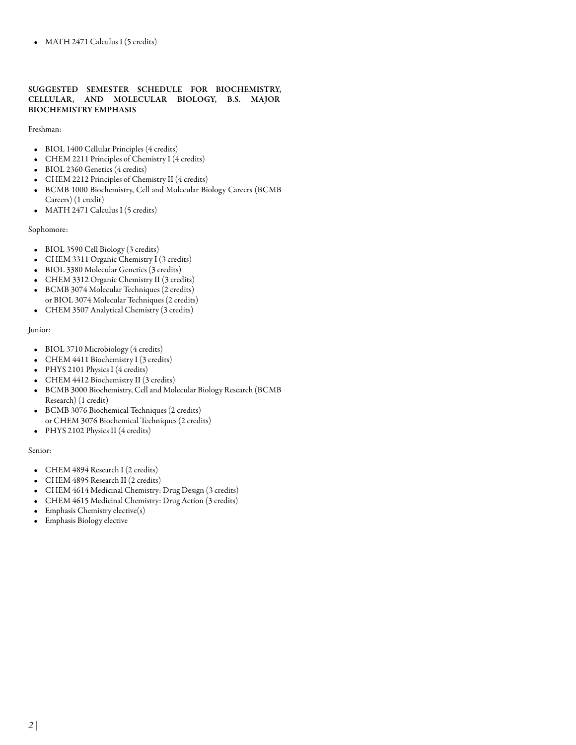- MATH 2471 Calculus I (5 credits)

### SUGGESTED SEMESTER SCHEDULE FOR BIOCHEMISTRY, CELLULAR, AND MOLECULAR BIOLOGY, B.S. MAJOR BIOCHEMISTRY EMPHASIS

Freshman:

- BIOL 1400 Cellular Principles (4 credits)
- CHEM 2211 Principles of Chemistry I (4 credits)
- BIOL 2360 Genetics (4 credits)
- CHEM 2212 Principles of Chemistry II (4 credits)
- BCMB 1000 Biochemistry, Cell and Molecular Biology Careers (BCMB Careers) (1 credit)
- MATH 2471 Calculus I (5 credits)

Sophomore:

- BIOL 3590 Cell Biology (3 credits)
- CHEM 3311 Organic Chemistry I (3 credits)
- BIOL 3380 Molecular Genetics (3 credits)
- CHEM 3312 Organic Chemistry II (3 credits)
- BCMB 3074 Molecular Techniques (2 credits)
  or BIOL 3074 Molecular Techniques (2 credits)
- CHEM 3507 Analytical Chemistry (3 credits)

Junior:

- BIOL 3710 Microbiology (4 credits)
- CHEM 4411 Biochemistry I (3 credits)
- PHYS 2101 Physics I (4 credits)
- CHEM 4412 Biochemistry II (3 credits)
- BCMB 3000 Biochemistry, Cell and Molecular Biology Research (BCMB Research) (1 credit)
- BCMB 3076 Biochemical Techniques (2 credits)
  or CHEM 3076 Biochemical Techniques (2 credits)
- PHYS 2102 Physics II (4 credits)

Senior:

- CHEM 4894 Research I (2 credits)
- CHEM 4895 Research II (2 credits)
- CHEM 4614 Medicinal Chemistry: Drug Design (3 credits)
- CHEM 4615 Medicinal Chemistry: Drug Action (3 credits)
- Emphasis Chemistry elective(s)
- Emphasis Biology elective